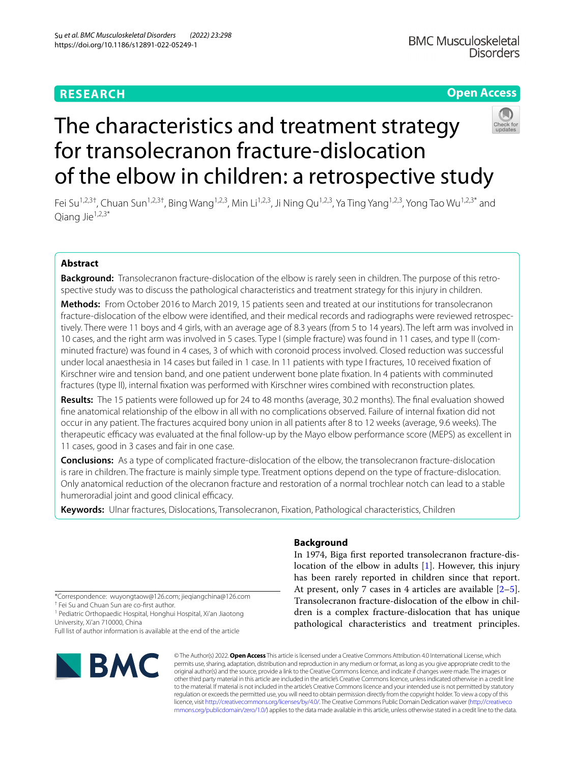RESEARCH

Open Access

# The characteristics and treatment strategy for transolecranon fracture-dislocation of the elbow in children: a retrospective study

Fei Su[1,2,3†], Chuan Sun[1,2,3†], Bing Wang[1,2,3], Min Li[1,2,3], Ji Ning Qu[1,2,3], Ya Ting Yang[1,2,3], Yong Tao Wu[1,2,3*] and Qiang Jie[1,2,3*]

## Abstract

**Background:** Transolecranon fracture-dislocation of the elbow is rarely seen in children. The purpose of this retrospective study was to discuss the pathological characteristics and treatment strategy for this injury in children.

**Methods:** From October 2016 to March 2019, 15 patients seen and treated at our institutions for transolecranon fracture-dislocation of the elbow were identified, and their medical records and radiographs were reviewed retrospectively. There were 11 boys and 4 girls, with an average age of 8.3 years (from 5 to 14 years). The left arm was involved in 10 cases, and the right arm was involved in 5 cases. Type I (simple fracture) was found in 11 cases, and type II (comminuted fracture) was found in 4 cases, 3 of which with coronoid process involved. Closed reduction was successful under local anaesthesia in 14 cases but failed in 1 case. In 11 patients with type I fractures, 10 received fixation of Kirschner wire and tension band, and one patient underwent bone plate fixation. In 4 patients with comminuted fractures (type II), internal fixation was performed with Kirschner wires combined with reconstruction plates.

**Results:** The 15 patients were followed up for 24 to 48 months (average, 30.2 months). The final evaluation showed fine anatomical relationship of the elbow in all with no complications observed. Failure of internal fixation did not occur in any patient. The fractures acquired bony union in all patients after 8 to 12 weeks (average, 9.6 weeks). The therapeutic efficacy was evaluated at the final follow-up by the Mayo elbow performance score (MEPS) as excellent in 11 cases, good in 3 cases and fair in one case.

**Conclusions:** As a type of complicated fracture-dislocation of the elbow, the transolecranon fracture-dislocation is rare in children. The fracture is mainly simple type. Treatment options depend on the type of fracture-dislocation. Only anatomical reduction of the olecranon fracture and restoration of a normal trochlear notch can lead to a stable humeroradial joint and good clinical efficacy.

**Keywords:** Ulnar fractures, Dislocations, Transolecranon, Fixation, Pathological characteristics, Children

## Background

In 1974, Biga first reported transolecranon fracture-dislocation of the elbow in adults [1]. However, this injury has been rarely reported in children since that report. At present, only 7 cases in 4 articles are available [2–5]. Transolecranon fracture-dislocation of the elbow in children is a complex fracture-dislocation that has unique pathological characteristics and treatment principles.

*Correspondence: wuyongtaow@126.com; jieqiangchina@126.com
† Fei Su and Chuan Sun are co-first author.
[1] Pediatric Orthopaedic Hospital, Honghui Hospital, Xi'an Jiaotong University, Xi'an 710000, China
Full list of author information is available at the end of the article

© The Author(s) 2022. **Open Access** This article is licensed under a Creative Commons Attribution 4.0 International License, which permits use, sharing, adaptation, distribution and reproduction in any medium or format, as long as you give appropriate credit to the original author(s) and the source, provide a link to the Creative Commons licence, and indicate if changes were made. The images or other third party material in this article are included in the article's Creative Commons licence, unless indicated otherwise in a credit line to the material. If material is not included in the article's Creative Commons licence and your intended use is not permitted by statutory regulation or exceeds the permitted use, you will need to obtain permission directly from the copyright holder. To view a copy of this licence, visit http://creativecommons.org/licenses/by/4.0/. The Creative Commons Public Domain Dedication waiver (http://creativecommons.org/publicdomain/zero/1.0/) applies to the data made available in this article, unless otherwise stated in a credit line to the data.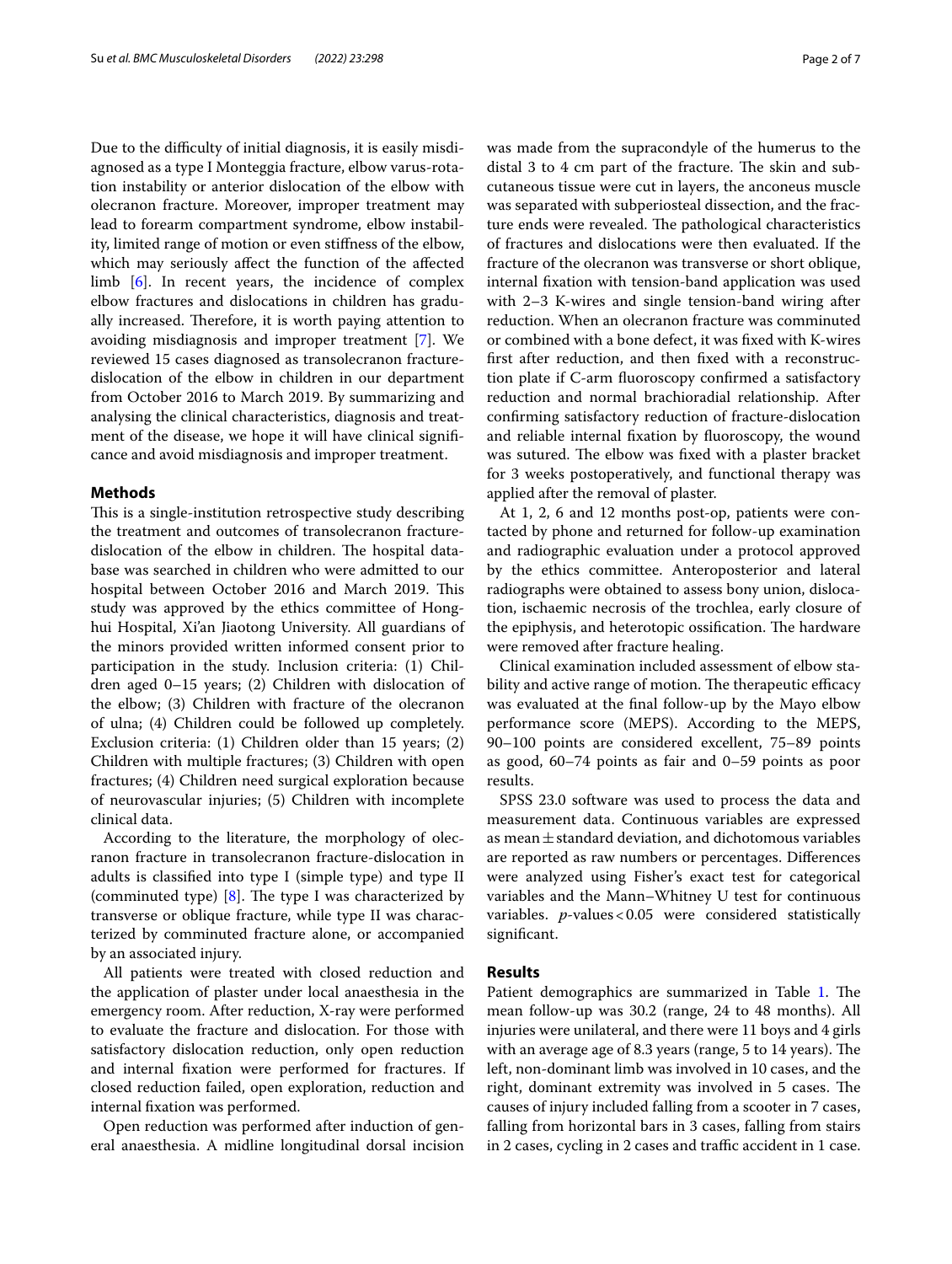Due to the difficulty of initial diagnosis, it is easily misdiagnosed as a type I Monteggia fracture, elbow varus-rotation instability or anterior dislocation of the elbow with olecranon fracture. Moreover, improper treatment may lead to forearm compartment syndrome, elbow instability, limited range of motion or even stiffness of the elbow, which may seriously affect the function of the affected limb [6]. In recent years, the incidence of complex elbow fractures and dislocations in children has gradually increased. Therefore, it is worth paying attention to avoiding misdiagnosis and improper treatment [7]. We reviewed 15 cases diagnosed as transolecranon fracture-dislocation of the elbow in children in our department from October 2016 to March 2019. By summarizing and analysing the clinical characteristics, diagnosis and treatment of the disease, we hope it will have clinical significance and avoid misdiagnosis and improper treatment.

## Methods

This is a single-institution retrospective study describing the treatment and outcomes of transolecranon fracture-dislocation of the elbow in children. The hospital database was searched in children who were admitted to our hospital between October 2016 and March 2019. This study was approved by the ethics committee of Honghui Hospital, Xi'an Jiaotong University. All guardians of the minors provided written informed consent prior to participation in the study. Inclusion criteria: (1) Children aged 0–15 years; (2) Children with dislocation of the elbow; (3) Children with fracture of the olecranon of ulna; (4) Children could be followed up completely. Exclusion criteria: (1) Children older than 15 years; (2) Children with multiple fractures; (3) Children with open fractures; (4) Children need surgical exploration because of neurovascular injuries; (5) Children with incomplete clinical data.

According to the literature, the morphology of olecranon fracture in transolecranon fracture-dislocation in adults is classified into type I (simple type) and type II (comminuted type) [8]. The type I was characterized by transverse or oblique fracture, while type II was characterized by comminuted fracture alone, or accompanied by an associated injury.

All patients were treated with closed reduction and the application of plaster under local anaesthesia in the emergency room. After reduction, X-ray were performed to evaluate the fracture and dislocation. For those with satisfactory dislocation reduction, only open reduction and internal fixation were performed for fractures. If closed reduction failed, open exploration, reduction and internal fixation was performed.

Open reduction was performed after induction of general anaesthesia. A midline longitudinal dorsal incision was made from the supracondyle of the humerus to the distal 3 to 4 cm part of the fracture. The skin and subcutaneous tissue were cut in layers, the anconeus muscle was separated with subperiosteal dissection, and the fracture ends were revealed. The pathological characteristics of fractures and dislocations were then evaluated. If the fracture of the olecranon was transverse or short oblique, internal fixation with tension-band application was used with 2–3 K-wires and single tension-band wiring after reduction. When an olecranon fracture was comminuted or combined with a bone defect, it was fixed with K-wires first after reduction, and then fixed with a reconstruction plate if C-arm fluoroscopy confirmed a satisfactory reduction and normal brachioradial relationship. After confirming satisfactory reduction of fracture-dislocation and reliable internal fixation by fluoroscopy, the wound was sutured. The elbow was fixed with a plaster bracket for 3 weeks postoperatively, and functional therapy was applied after the removal of plaster.

At 1, 2, 6 and 12 months post-op, patients were contacted by phone and returned for follow-up examination and radiographic evaluation under a protocol approved by the ethics committee. Anteroposterior and lateral radiographs were obtained to assess bony union, dislocation, ischaemic necrosis of the trochlea, early closure of the epiphysis, and heterotopic ossification. The hardware were removed after fracture healing.

Clinical examination included assessment of elbow stability and active range of motion. The therapeutic efficacy was evaluated at the final follow-up by the Mayo elbow performance score (MEPS). According to the MEPS, 90–100 points are considered excellent, 75–89 points as good, 60–74 points as fair and 0–59 points as poor results.

SPSS 23.0 software was used to process the data and measurement data. Continuous variables are expressed as mean ± standard deviation, and dichotomous variables are reported as raw numbers or percentages. Differences were analyzed using Fisher's exact test for categorical variables and the Mann–Whitney U test for continuous variables. *p*-values < 0.05 were considered statistically significant.

## Results

Patient demographics are summarized in Table 1. The mean follow-up was 30.2 (range, 24 to 48 months). All injuries were unilateral, and there were 11 boys and 4 girls with an average age of 8.3 years (range, 5 to 14 years). The left, non-dominant limb was involved in 10 cases, and the right, dominant extremity was involved in 5 cases. The causes of injury included falling from a scooter in 7 cases, falling from horizontal bars in 3 cases, falling from stairs in 2 cases, cycling in 2 cases and traffic accident in 1 case.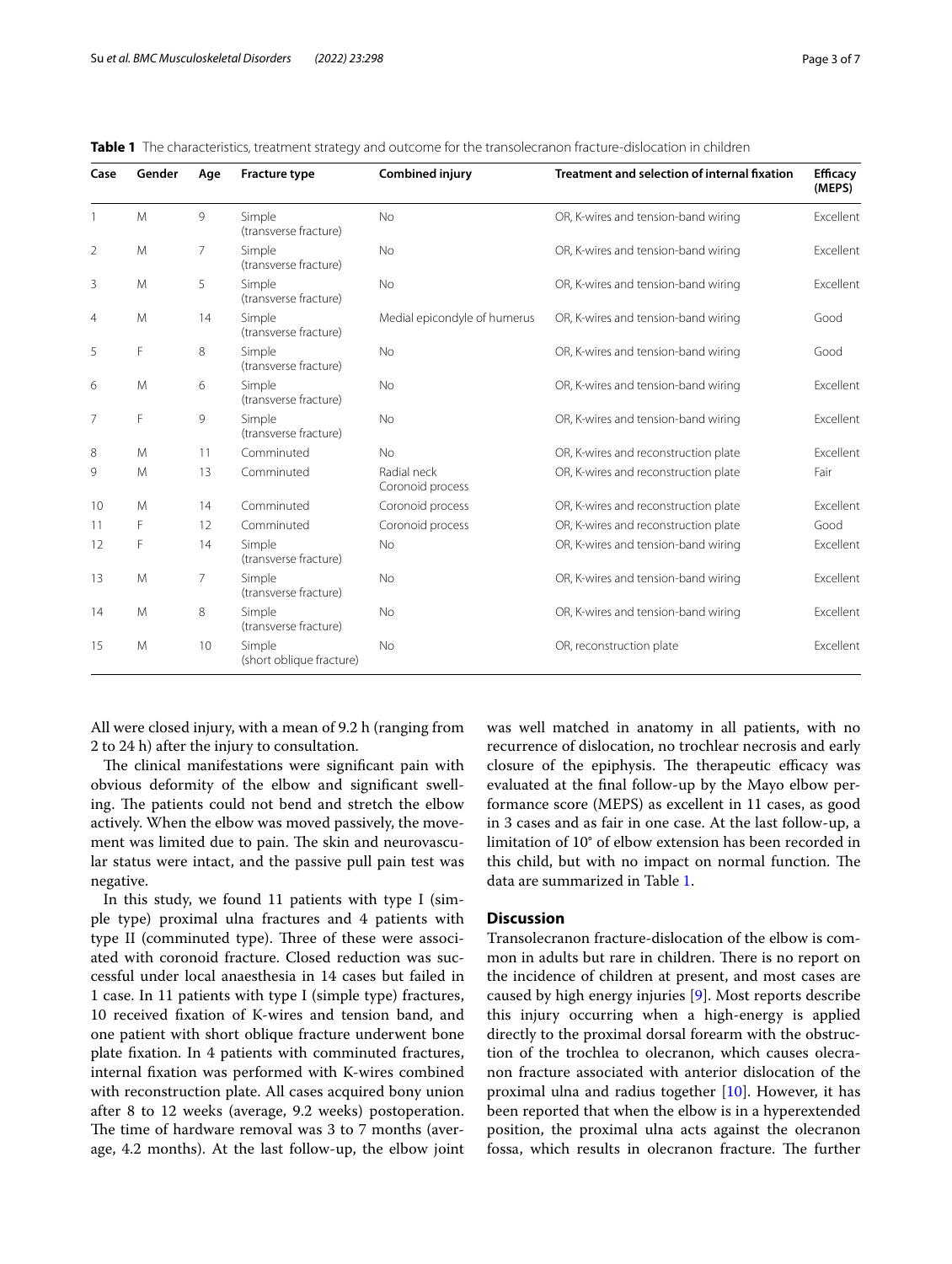**Table 1** The characteristics, treatment strategy and outcome for the transolecranon fracture-dislocation in children

| Case | Gender | Age | Fracture type | Combined injury | Treatment and selection of internal fixation | Efficacy (MEPS) |
|---|---|---|---|---|---|---|
| 1 | M | 9 | Simple (transverse fracture) | No | OR, K-wires and tension-band wiring | Excellent |
| 2 | M | 7 | Simple (transverse fracture) | No | OR, K-wires and tension-band wiring | Excellent |
| 3 | M | 5 | Simple (transverse fracture) | No | OR, K-wires and tension-band wiring | Excellent |
| 4 | M | 14 | Simple (transverse fracture) | Medial epicondyle of humerus | OR, K-wires and tension-band wiring | Good |
| 5 | F | 8 | Simple (transverse fracture) | No | OR, K-wires and tension-band wiring | Good |
| 6 | M | 6 | Simple (transverse fracture) | No | OR, K-wires and tension-band wiring | Excellent |
| 7 | F | 9 | Simple (transverse fracture) | No | OR, K-wires and tension-band wiring | Excellent |
| 8 | M | 11 | Comminuted | No | OR, K-wires and reconstruction plate | Excellent |
| 9 | M | 13 | Comminuted | Radial neck Coronoid process | OR, K-wires and reconstruction plate | Fair |
| 10 | M | 14 | Comminuted | Coronoid process | OR, K-wires and reconstruction plate | Excellent |
| 11 | F | 12 | Comminuted | Coronoid process | OR, K-wires and reconstruction plate | Good |
| 12 | F | 14 | Simple (transverse fracture) | No | OR, K-wires and tension-band wiring | Excellent |
| 13 | M | 7 | Simple (transverse fracture) | No | OR, K-wires and tension-band wiring | Excellent |
| 14 | M | 8 | Simple (transverse fracture) | No | OR, K-wires and tension-band wiring | Excellent |
| 15 | M | 10 | Simple (short oblique fracture) | No | OR, reconstruction plate | Excellent |

All were closed injury, with a mean of 9.2 h (ranging from 2 to 24 h) after the injury to consultation.

The clinical manifestations were significant pain with obvious deformity of the elbow and significant swelling. The patients could not bend and stretch the elbow actively. When the elbow was moved passively, the movement was limited due to pain. The skin and neurovascular status were intact, and the passive pull pain test was negative.

In this study, we found 11 patients with type I (simple type) proximal ulna fractures and 4 patients with type II (comminuted type). Three of these were associated with coronoid fracture. Closed reduction was successful under local anaesthesia in 14 cases but failed in 1 case. In 11 patients with type I (simple type) fractures, 10 received fixation of K-wires and tension band, and one patient with short oblique fracture underwent bone plate fixation. In 4 patients with comminuted fractures, internal fixation was performed with K-wires combined with reconstruction plate. All cases acquired bony union after 8 to 12 weeks (average, 9.2 weeks) postoperation. The time of hardware removal was 3 to 7 months (average, 4.2 months). At the last follow-up, the elbow joint was well matched in anatomy in all patients, with no recurrence of dislocation, no trochlear necrosis and early closure of the epiphysis. The therapeutic efficacy was evaluated at the final follow-up by the Mayo elbow performance score (MEPS) as excellent in 11 cases, as good in 3 cases and as fair in one case. At the last follow-up, a limitation of 10° of elbow extension has been recorded in this child, but with no impact on normal function. The data are summarized in Table 1.

## Discussion

Transolecranon fracture-dislocation of the elbow is common in adults but rare in children. There is no report on the incidence of children at present, and most cases are caused by high energy injuries [9]. Most reports describe this injury occurring when a high-energy is applied directly to the proximal dorsal forearm with the obstruction of the trochlea to olecranon, which causes olecranon fracture associated with anterior dislocation of the proximal ulna and radius together [10]. However, it has been reported that when the elbow is in a hyperextended position, the proximal ulna acts against the olecranon fossa, which results in olecranon fracture. The further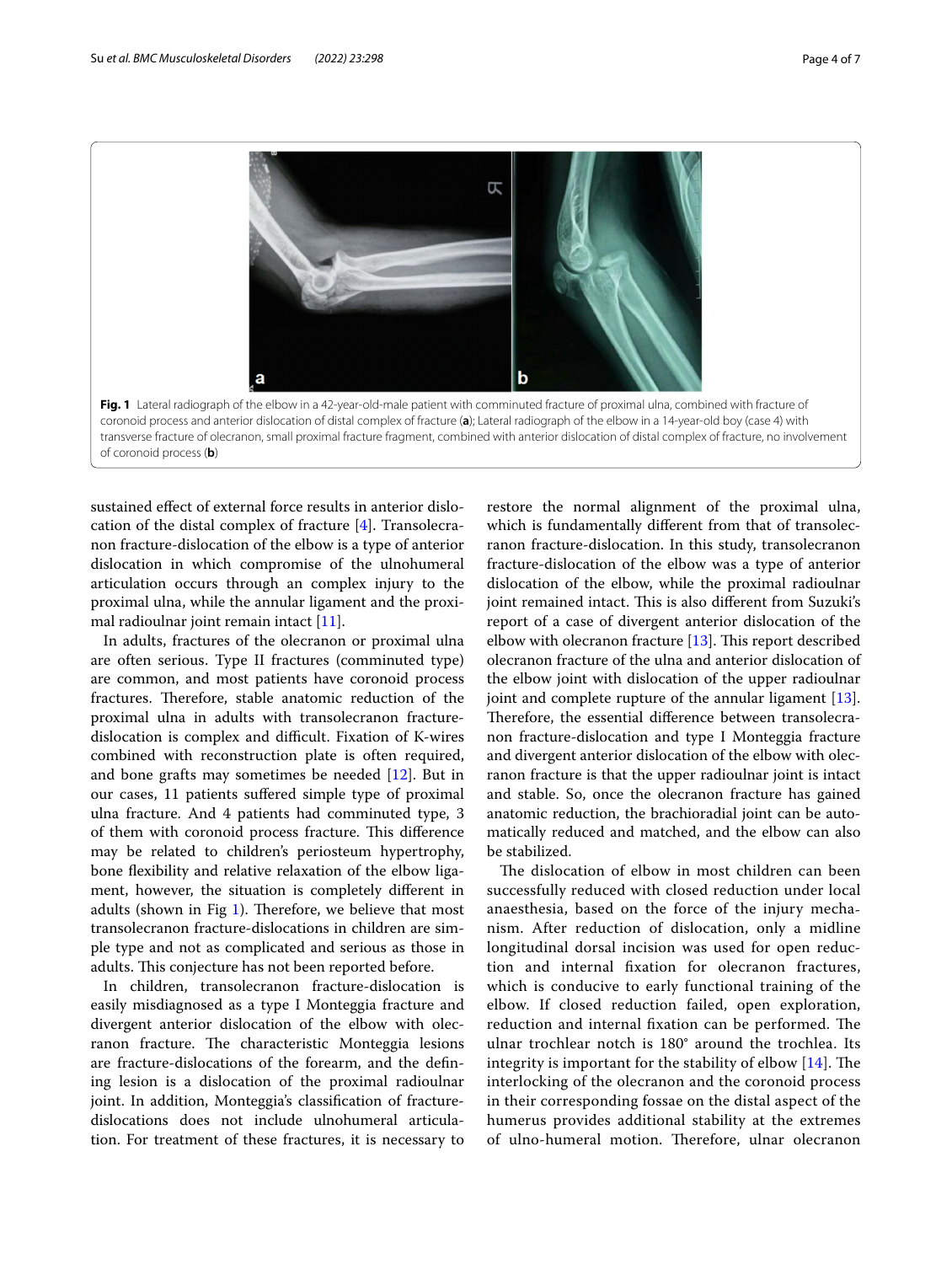Fig. 1 Lateral radiograph of the elbow in a 42-year-old-male patient with comminuted fracture of proximal ulna, combined with fracture of coronoid process and anterior dislocation of distal complex of fracture (**a**); Lateral radiograph of the elbow in a 14-year-old boy (case 4) with transverse fracture of olecranon, small proximal fracture fragment, combined with anterior dislocation of distal complex of fracture, no involvement of coronoid process (**b**)

sustained effect of external force results in anterior dislocation of the distal complex of fracture [4]. Transolecranon fracture-dislocation of the elbow is a type of anterior dislocation in which compromise of the ulnohumeral articulation occurs through an complex injury to the proximal ulna, while the annular ligament and the proximal radioulnar joint remain intact [11].

In adults, fractures of the olecranon or proximal ulna are often serious. Type II fractures (comminuted type) are common, and most patients have coronoid process fractures. Therefore, stable anatomic reduction of the proximal ulna in adults with transolecranon fracture-dislocation is complex and difficult. Fixation of K-wires combined with reconstruction plate is often required, and bone grafts may sometimes be needed [12]. But in our cases, 11 patients suffered simple type of proximal ulna fracture. And 4 patients had comminuted type, 3 of them with coronoid process fracture. This difference may be related to children's periosteum hypertrophy, bone flexibility and relative relaxation of the elbow ligament, however, the situation is completely different in adults (shown in Fig 1). Therefore, we believe that most transolecranon fracture-dislocations in children are simple type and not as complicated and serious as those in adults. This conjecture has not been reported before.

In children, transolecranon fracture-dislocation is easily misdiagnosed as a type I Monteggia fracture and divergent anterior dislocation of the elbow with olecranon fracture. The characteristic Monteggia lesions are fracture-dislocations of the forearm, and the defining lesion is a dislocation of the proximal radioulnar joint. In addition, Monteggia's classification of fracture-dislocations does not include ulnohumeral articulation. For treatment of these fractures, it is necessary to restore the normal alignment of the proximal ulna, which is fundamentally different from that of transolecranon fracture-dislocation. In this study, transolecranon fracture-dislocation of the elbow was a type of anterior dislocation of the elbow, while the proximal radioulnar joint remained intact. This is also different from Suzuki's report of a case of divergent anterior dislocation of the elbow with olecranon fracture [13]. This report described olecranon fracture of the ulna and anterior dislocation of the elbow joint with dislocation of the upper radioulnar joint and complete rupture of the annular ligament [13]. Therefore, the essential difference between transolecranon fracture-dislocation and type I Monteggia fracture and divergent anterior dislocation of the elbow with olecranon fracture is that the upper radioulnar joint is intact and stable. So, once the olecranon fracture has gained anatomic reduction, the brachioradial joint can be automatically reduced and matched, and the elbow can also be stabilized.

The dislocation of elbow in most children can been successfully reduced with closed reduction under local anaesthesia, based on the force of the injury mechanism. After reduction of dislocation, only a midline longitudinal dorsal incision was used for open reduction and internal fixation for olecranon fractures, which is conducive to early functional training of the elbow. If closed reduction failed, open exploration, reduction and internal fixation can be performed. The ulnar trochlear notch is 180° around the trochlea. Its integrity is important for the stability of elbow [14]. The interlocking of the olecranon and the coronoid process in their corresponding fossae on the distal aspect of the humerus provides additional stability at the extremes of ulno-humeral motion. Therefore, ulnar olecranon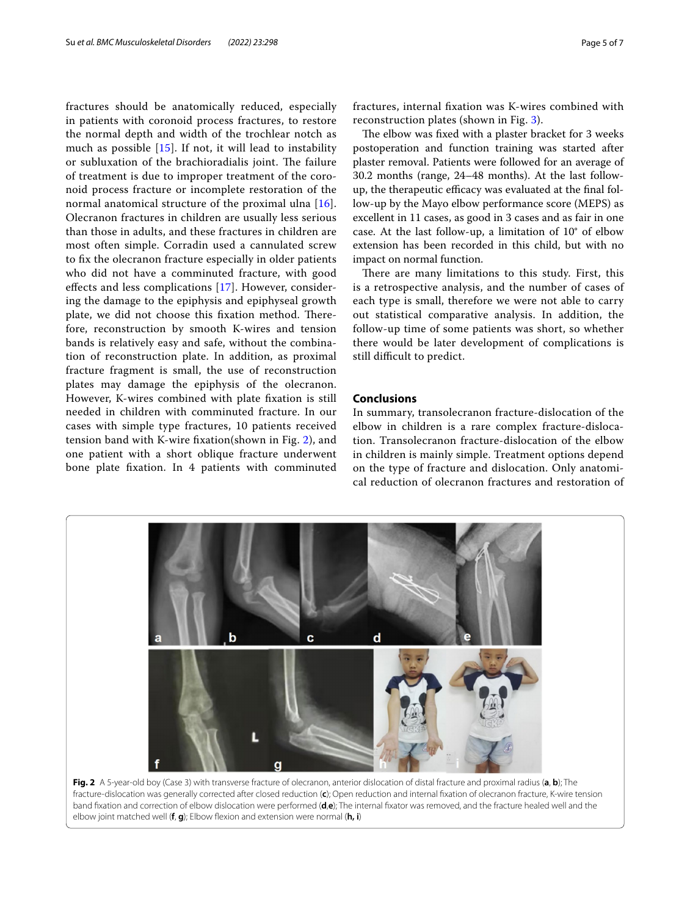fractures should be anatomically reduced, especially in patients with coronoid process fractures, to restore the normal depth and width of the trochlear notch as much as possible [15]. If not, it will lead to instability or subluxation of the brachioradialis joint. The failure of treatment is due to improper treatment of the coronoid process fracture or incomplete restoration of the normal anatomical structure of the proximal ulna [16]. Olecranon fractures in children are usually less serious than those in adults, and these fractures in children are most often simple. Corradin used a cannulated screw to fix the olecranon fracture especially in older patients who did not have a comminuted fracture, with good effects and less complications [17]. However, considering the damage to the epiphysis and epiphyseal growth plate, we did not choose this fixation method. Therefore, reconstruction by smooth K-wires and tension bands is relatively easy and safe, without the combination of reconstruction plate. In addition, as proximal fracture fragment is small, the use of reconstruction plates may damage the epiphysis of the olecranon. However, K-wires combined with plate fixation is still needed in children with comminuted fracture. In our cases with simple type fractures, 10 patients received tension band with K-wire fixation(shown in Fig. 2), and one patient with a short oblique fracture underwent bone plate fixation. In 4 patients with comminuted fractures, internal fixation was K-wires combined with reconstruction plates (shown in Fig. 3).

The elbow was fixed with a plaster bracket for 3 weeks postoperation and function training was started after plaster removal. Patients were followed for an average of 30.2 months (range, 24–48 months). At the last follow-up, the therapeutic efficacy was evaluated at the final follow-up by the Mayo elbow performance score (MEPS) as excellent in 11 cases, as good in 3 cases and as fair in one case. At the last follow-up, a limitation of 10° of elbow extension has been recorded in this child, but with no impact on normal function.

There are many limitations to this study. First, this is a retrospective analysis, and the number of cases of each type is small, therefore we were not able to carry out statistical comparative analysis. In addition, the follow-up time of some patients was short, so whether there would be later development of complications is still difficult to predict.

## Conclusions

In summary, transolecranon fracture-dislocation of the elbow in children is a rare complex fracture-dislocation. Transolecranon fracture-dislocation of the elbow in children is mainly simple. Treatment options depend on the type of fracture and dislocation. Only anatomical reduction of olecranon fractures and restoration of

**Fig. 2** A 5-year-old boy (Case 3) with transverse fracture of olecranon, anterior dislocation of distal fracture and proximal radius (**a**, **b**); The fracture-dislocation was generally corrected after closed reduction (**c**); Open reduction and internal fixation of olecranon fracture, K-wire tension band fixation and correction of elbow dislocation were performed (**d**,**e**); The internal fixator was removed, and the fracture healed well and the elbow joint matched well (**f**, **g**); Elbow flexion and extension were normal (**h, i**)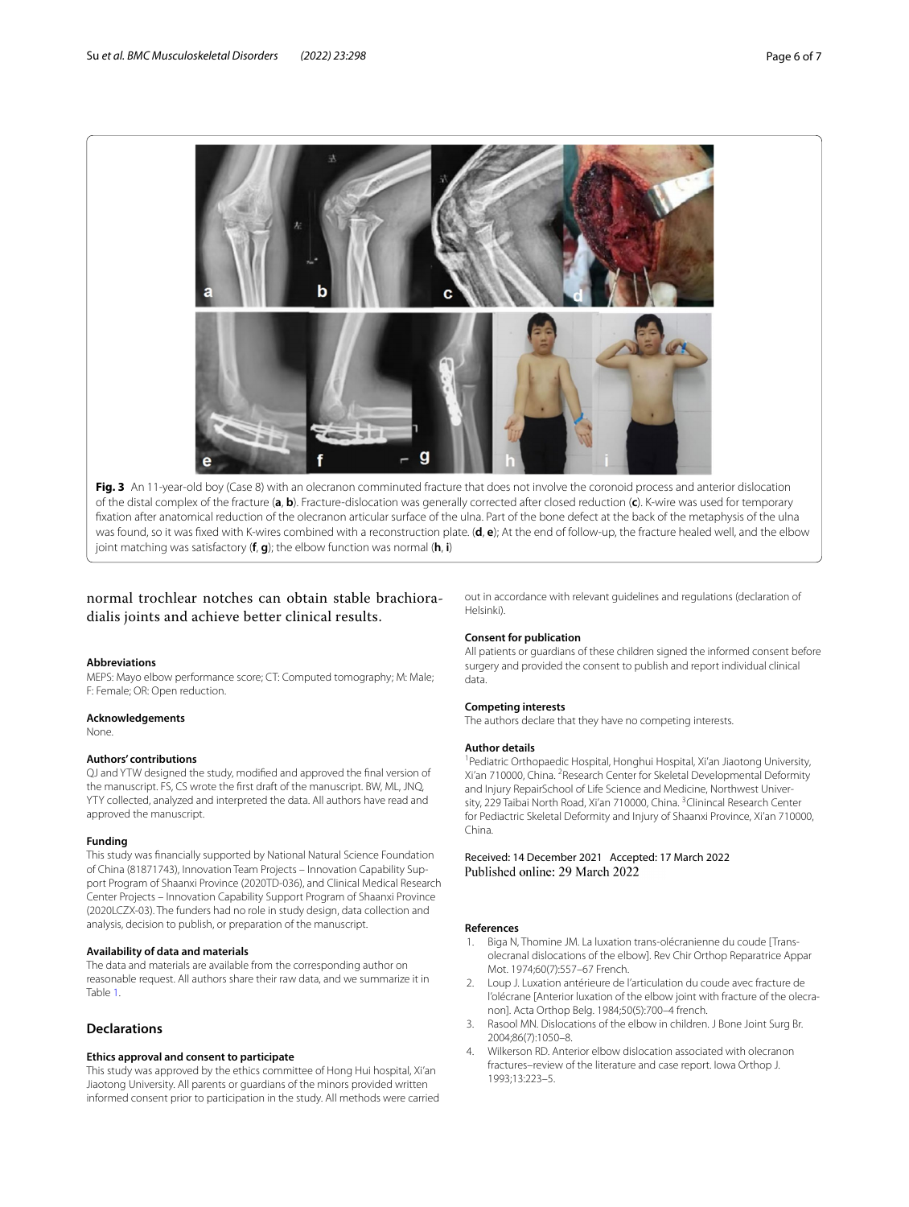**Fig. 3** An 11-year-old boy (Case 8) with an olecranon comminuted fracture that does not involve the coronoid process and anterior dislocation of the distal complex of the fracture (**a**, **b**). Fracture-dislocation was generally corrected after closed reduction (**c**). K-wire was used for temporary fixation after anatomical reduction of the olecranon articular surface of the ulna. Part of the bone defect at the back of the metaphysis of the ulna was found, so it was fixed with K-wires combined with a reconstruction plate. (**d**, **e**); At the end of follow-up, the fracture healed well, and the elbow joint matching was satisfactory (**f**, **g**); the elbow function was normal (**h**, **i**)

normal trochlear notches can obtain stable brachioradialis joints and achieve better clinical results.

#### Abbreviations

MEPS: Mayo elbow performance score; CT: Computed tomography; M: Male; F: Female; OR: Open reduction.

#### Acknowledgements

None.

#### Authors' contributions

QJ and YTW designed the study, modified and approved the final version of the manuscript. FS, CS wrote the first draft of the manuscript. BW, ML, JNQ, YTY collected, analyzed and interpreted the data. All authors have read and approved the manuscript.

#### Funding

This study was financially supported by National Natural Science Foundation of China (81871743), Innovation Team Projects – Innovation Capability Support Program of Shaanxi Province (2020TD-036), and Clinical Medical Research Center Projects – Innovation Capability Support Program of Shaanxi Province (2020LCZX-03). The funders had no role in study design, data collection and analysis, decision to publish, or preparation of the manuscript.

#### Availability of data and materials

The data and materials are available from the corresponding author on reasonable request. All authors share their raw data, and we summarize it in Table 1.

## Declarations

#### Ethics approval and consent to participate

This study was approved by the ethics committee of Hong Hui hospital, Xi'an Jiaotong University. All parents or guardians of the minors provided written informed consent prior to participation in the study. All methods were carried out in accordance with relevant guidelines and regulations (declaration of Helsinki).

#### Consent for publication

All patients or guardians of these children signed the informed consent before surgery and provided the consent to publish and report individual clinical data.

#### Competing interests

The authors declare that they have no competing interests.

#### Author details

[1]Pediatric Orthopaedic Hospital, Honghui Hospital, Xi'an Jiaotong University, Xi'an 710000, China. [2]Research Center for Skeletal Developmental Deformity and Injury RepairSchool of Life Science and Medicine, Northwest University, 229 Taibai North Road, Xi'an 710000, China. [3]Clinincal Research Center for Pediactric Skeletal Deformity and Injury of Shaanxi Province, Xi'an 710000, China.

Received: 14 December 2021 Accepted: 17 March 2022
Published online: 29 March 2022

#### References

1. Biga N, Thomine JM. La luxation trans-olécranienne du coude [Trans-olecranal dislocations of the elbow]. Rev Chir Orthop Reparatrice Appar Mot. 1974;60(7):557–67 French.
2. Loup J. Luxation antérieure de l'articulation du coude avec fracture de l'olécrane [Anterior luxation of the elbow joint with fracture of the olecranon]. Acta Orthop Belg. 1984;50(5):700–4 french.
3. Rasool MN. Dislocations of the elbow in children. J Bone Joint Surg Br. 2004;86(7):1050–8.
4. Wilkerson RD. Anterior elbow dislocation associated with olecranon fractures–review of the literature and case report. Iowa Orthop J. 1993;13:223–5.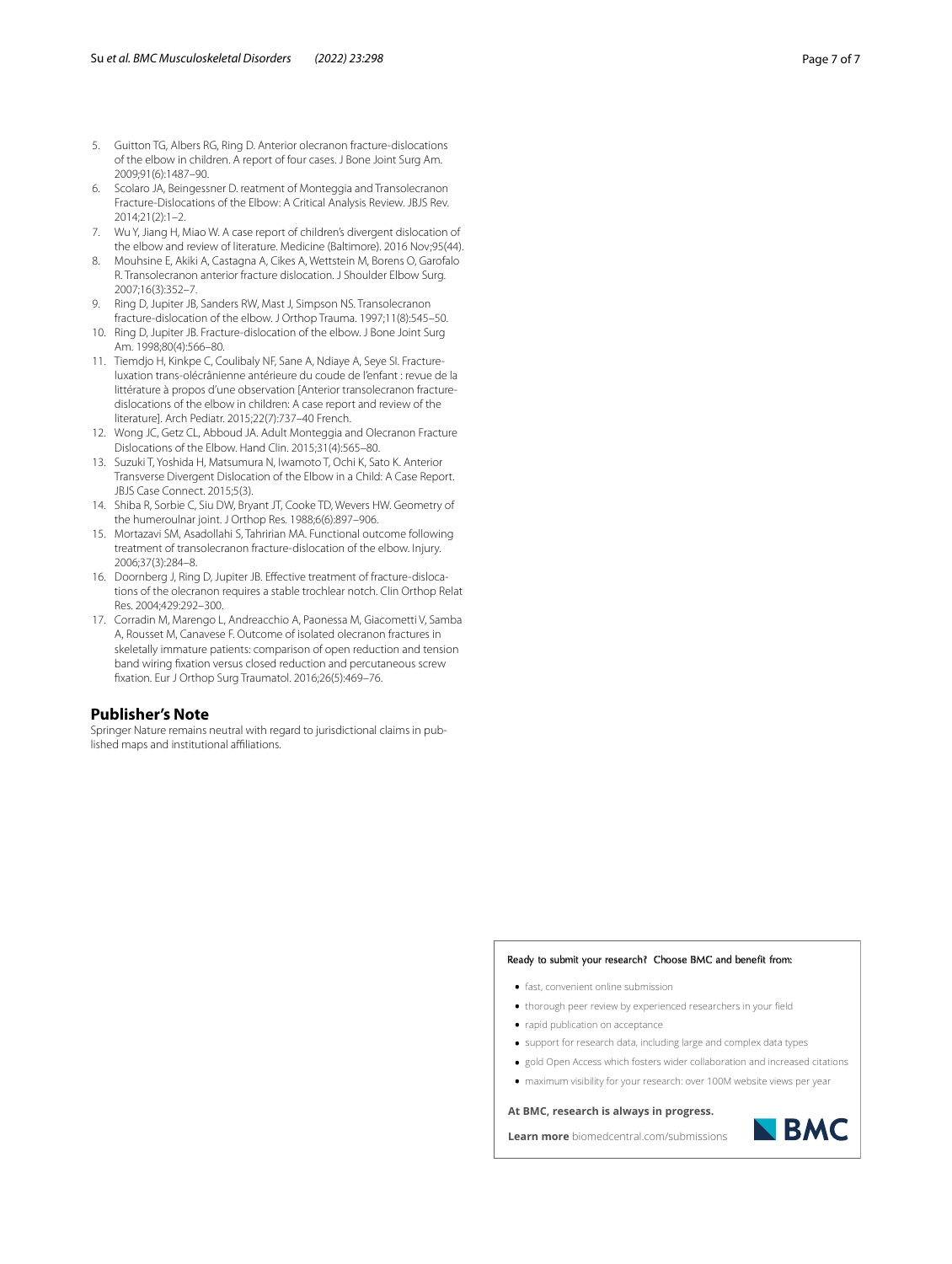5. Guitton TG, Albers RG, Ring D. Anterior olecranon fracture-dislocations of the elbow in children. A report of four cases. J Bone Joint Surg Am. 2009;91(6):1487–90.
6. Scolaro JA, Beingessner D. reatment of Monteggia and Transolecranon Fracture-Dislocations of the Elbow: A Critical Analysis Review. JBJS Rev. 2014;21(2):1–2.
7. Wu Y, Jiang H, Miao W. A case report of children's divergent dislocation of the elbow and review of literature. Medicine (Baltimore). 2016 Nov;95(44).
8. Mouhsine E, Akiki A, Castagna A, Cikes A, Wettstein M, Borens O, Garofalo R. Transolecranon anterior fracture dislocation. J Shoulder Elbow Surg. 2007;16(3):352–7.
9. Ring D, Jupiter JB, Sanders RW, Mast J, Simpson NS. Transolecranon fracture-dislocation of the elbow. J Orthop Trauma. 1997;11(8):545–50.
10. Ring D, Jupiter JB. Fracture-dislocation of the elbow. J Bone Joint Surg Am. 1998;80(4):566–80.
11. Tiemdjo H, Kinkpe C, Coulibaly NF, Sane A, Ndiaye A, Seye SI. Fracture-luxation trans-olécrânienne antérieure du coude de l'enfant : revue de la littérature à propos d'une observation [Anterior transolecranon fracture-dislocations of the elbow in children: A case report and review of the literature]. Arch Pediatr. 2015;22(7):737–40 French.
12. Wong JC, Getz CL, Abboud JA. Adult Monteggia and Olecranon Fracture Dislocations of the Elbow. Hand Clin. 2015;31(4):565–80.
13. Suzuki T, Yoshida H, Matsumura N, Iwamoto T, Ochi K, Sato K. Anterior Transverse Divergent Dislocation of the Elbow in a Child: A Case Report. JBJS Case Connect. 2015;5(3).
14. Shiba R, Sorbie C, Siu DW, Bryant JT, Cooke TD, Wevers HW. Geometry of the humeroulnar joint. J Orthop Res. 1988;6(6):897–906.
15. Mortazavi SM, Asadollahi S, Tahririan MA. Functional outcome following treatment of transolecranon fracture-dislocation of the elbow. Injury. 2006;37(3):284–8.
16. Doornberg J, Ring D, Jupiter JB. Effective treatment of fracture-dislocations of the olecranon requires a stable trochlear notch. Clin Orthop Relat Res. 2004;429:292–300.
17. Corradin M, Marengo L, Andreacchio A, Paonessa M, Giacometti V, Samba A, Rousset M, Canavese F. Outcome of isolated olecranon fractures in skeletally immature patients: comparison of open reduction and tension band wiring fixation versus closed reduction and percutaneous screw fixation. Eur J Orthop Surg Traumatol. 2016;26(5):469–76.

## Publisher's Note

Springer Nature remains neutral with regard to jurisdictional claims in published maps and institutional affiliations.

Ready to submit your research? Choose BMC and benefit from:

- fast, convenient online submission
- thorough peer review by experienced researchers in your field
- rapid publication on acceptance
- support for research data, including large and complex data types
- gold Open Access which fosters wider collaboration and increased citations
- maximum visibility for your research: over 100M website views per year

**At BMC, research is always in progress.**

**Learn more** biomedcentral.com/submissions

BMC